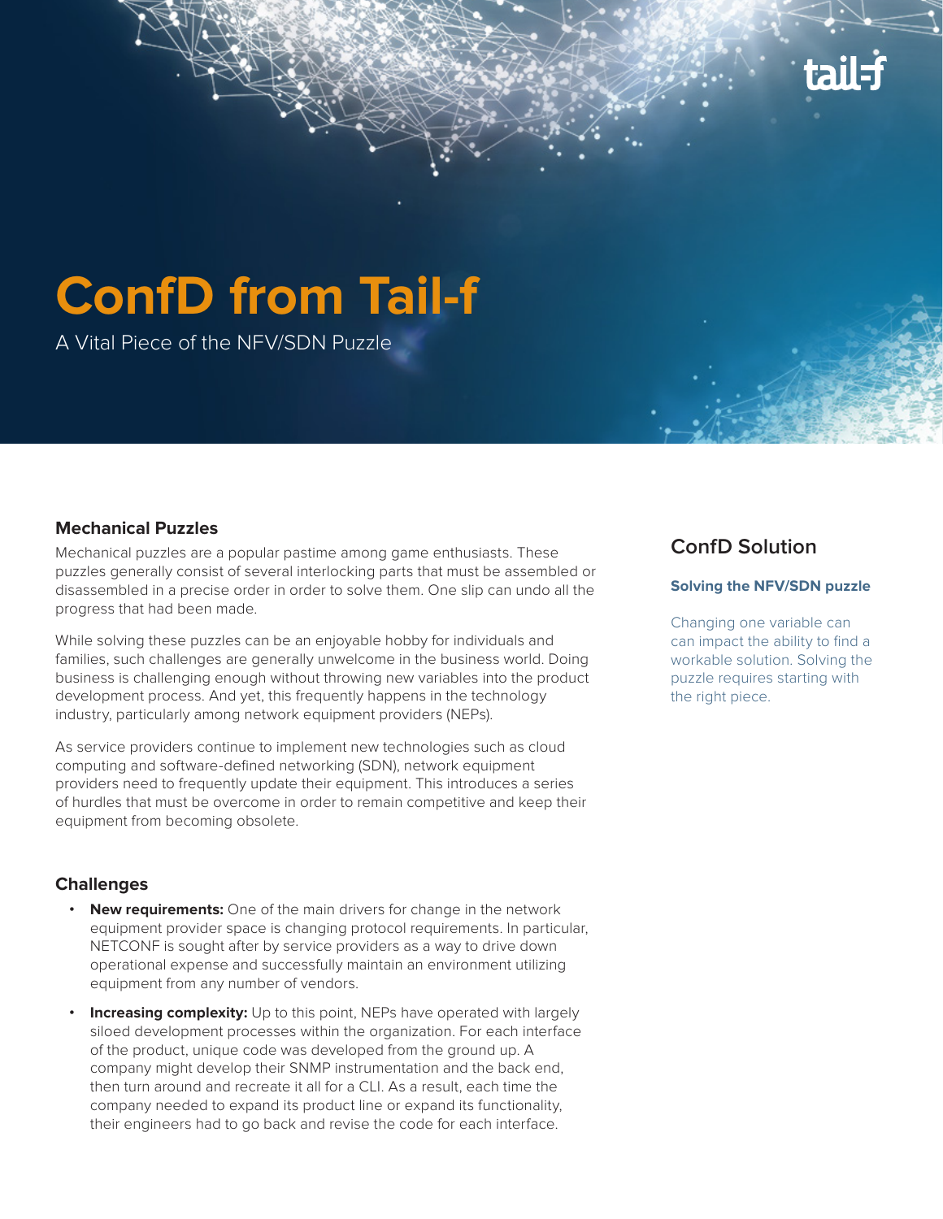# ConfD from Tail-f

A Vital Piece of the NFV/SDN Puzzle

## Mechanical Puzzles

Mechanical puzzles are a popular pastime among game enthusiasts. These puzzles generally consist of several interlocking parts that must be assembled or disassembled in a precise order in order to solve them. One slip can undo all the progress that had been made.

While solving these puzzles can be an enjoyable hobby for individuals and families, such challenges are generally unwelcome in the business world. Doing business is challenging enough without throwing new variables into the product development process. And yet, this frequently happens in the technology industry, particularly among network equipment providers (NEPs).

As service providers continue to implement new technologies such as cloud computing and software-defined networking (SDN), network equipment providers need to frequently update their equipment. This introduces a series of hurdles that must be overcome in order to remain competitive and keep their equipment from becoming obsolete.

## Challenges

- **New requirements:** One of the main drivers for change in the network equipment provider space is changing protocol requirements. In particular, NETCONF is sought after by service providers as a way to drive down operational expense and successfully maintain an environment utilizing equipment from any number of vendors.
- **Increasing complexity:** Up to this point, NEPs have operated with largely siloed development processes within the organization. For each interface of the product, unique code was developed from the ground up. A company might develop their SNMP instrumentation and the back end, then turn around and recreate it all for a CLI. As a result, each time the company needed to expand its product line or expand its functionality, their engineers had to go back and revise the code for each interface.

## ConfD Solution

### Solving the NFV/SDN puzzle

Changing one variable can can impact the ability to find a workable solution. Solving the puzzle requires starting with the right piece.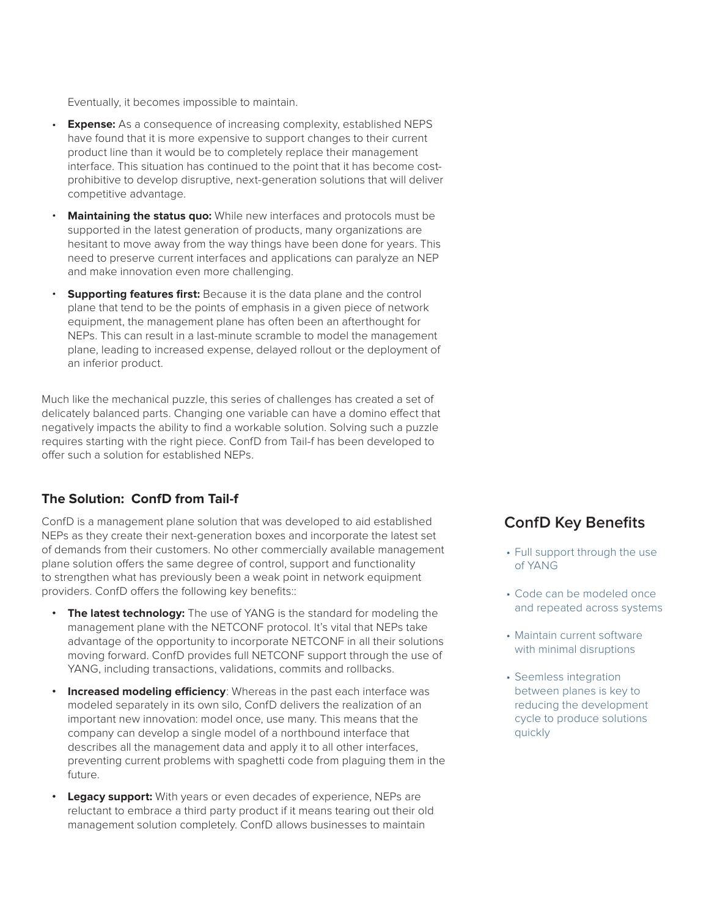Eventually, it becomes impossible to maintain.

- **Expense:** As a consequence of increasing complexity, established NEPS have found that it is more expensive to support changes to their current product line than it would be to completely replace their management interface. This situation has continued to the point that it has become cost-prohibitive to develop disruptive, next-generation solutions that will deliver competitive advantage.
- **Maintaining the status quo:** While new interfaces and protocols must be supported in the latest generation of products, many organizations are hesitant to move away from the way things have been done for years. This need to preserve current interfaces and applications can paralyze an NEP and make innovation even more challenging.
- **Supporting features first:** Because it is the data plane and the control plane that tend to be the points of emphasis in a given piece of network equipment, the management plane has often been an afterthought for NEPs. This can result in a last-minute scramble to model the management plane, leading to increased expense, delayed rollout or the deployment of an inferior product.

Much like the mechanical puzzle, this series of challenges has created a set of delicately balanced parts. Changing one variable can have a domino effect that negatively impacts the ability to find a workable solution. Solving such a puzzle requires starting with the right piece. ConfD from Tail-f has been developed to offer such a solution for established NEPs.

### The Solution: ConfD from Tail-f

ConfD is a management plane solution that was developed to aid established NEPs as they create their next-generation boxes and incorporate the latest set of demands from their customers. No other commercially available management plane solution offers the same degree of control, support and functionality to strengthen what has previously been a weak point in network equipment providers. ConfD offers the following key benefits::

- **The latest technology:** The use of YANG is the standard for modeling the management plane with the NETCONF protocol. It's vital that NEPs take advantage of the opportunity to incorporate NETCONF in all their solutions moving forward. ConfD provides full NETCONF support through the use of YANG, including transactions, validations, commits and rollbacks.
- **Increased modeling efficiency**: Whereas in the past each interface was modeled separately in its own silo, ConfD delivers the realization of an important new innovation: model once, use many. This means that the company can develop a single model of a northbound interface that describes all the management data and apply it to all other interfaces, preventing current problems with spaghetti code from plaguing them in the future.
- **Legacy support:** With years or even decades of experience, NEPs are reluctant to embrace a third party product if it means tearing out their old management solution completely. ConfD allows businesses to maintain

### ConfD Key Benefits

- Full support through the use of YANG
- Code can be modeled once and repeated across systems
- Maintain current software with minimal disruptions
- Seemless integration between planes is key to reducing the development cycle to produce solutions quickly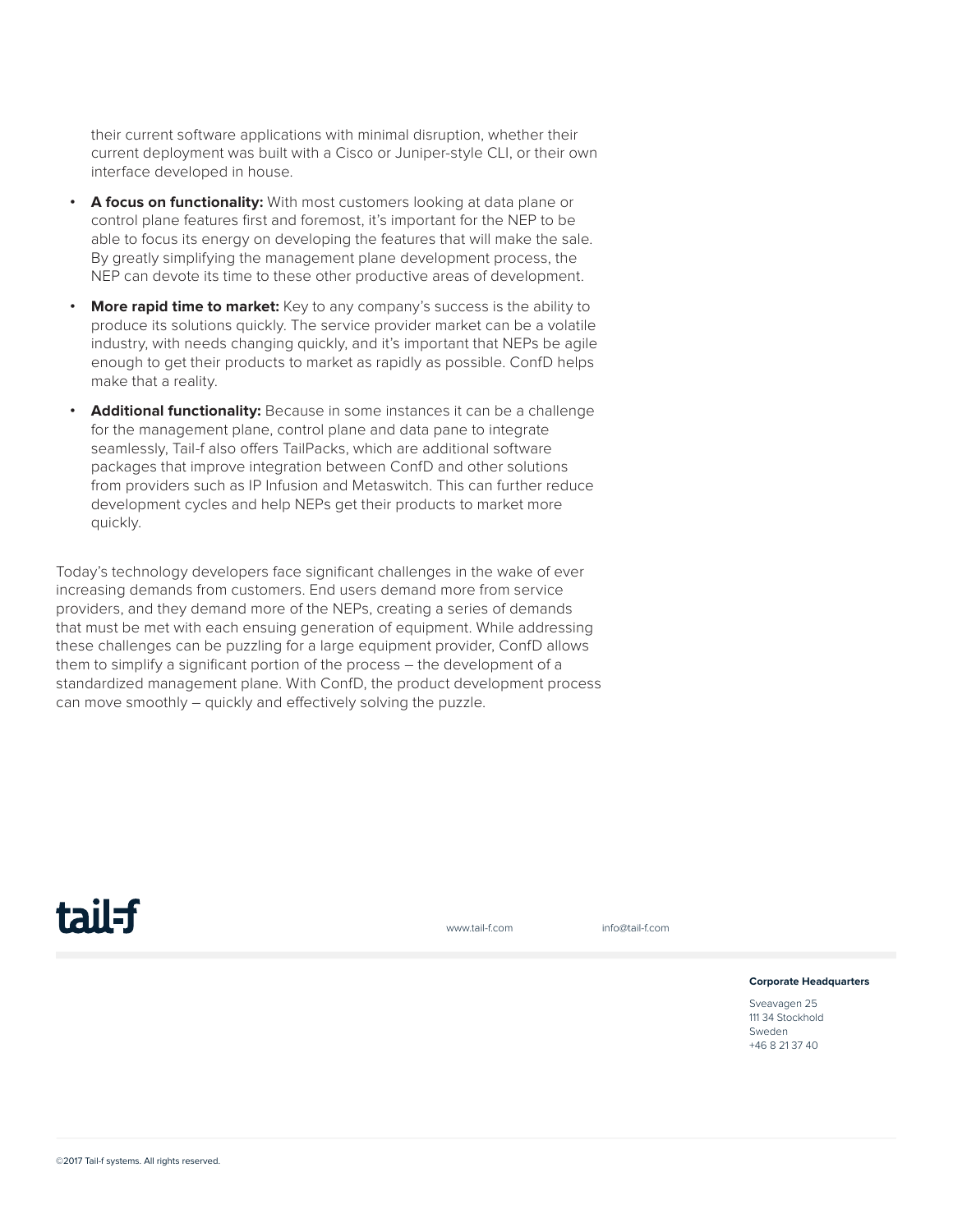their current software applications with minimal disruption, whether their current deployment was built with a Cisco or Juniper-style CLI, or their own interface developed in house.

- **A focus on functionality:** With most customers looking at data plane or control plane features first and foremost, it's important for the NEP to be able to focus its energy on developing the features that will make the sale. By greatly simplifying the management plane development process, the NEP can devote its time to these other productive areas of development.
- **More rapid time to market:** Key to any company's success is the ability to produce its solutions quickly. The service provider market can be a volatile industry, with needs changing quickly, and it's important that NEPs be agile enough to get their products to market as rapidly as possible. ConfD helps make that a reality.
- **Additional functionality:** Because in some instances it can be a challenge for the management plane, control plane and data pane to integrate seamlessly, Tail-f also offers TailPacks, which are additional software packages that improve integration between ConfD and other solutions from providers such as IP Infusion and Metaswitch. This can further reduce development cycles and help NEPs get their products to market more quickly.

Today's technology developers face significant challenges in the wake of ever increasing demands from customers. End users demand more from service providers, and they demand more of the NEPs, creating a series of demands that must be met with each ensuing generation of equipment. While addressing these challenges can be puzzling for a large equipment provider, ConfD allows them to simplify a significant portion of the process – the development of a standardized management plane. With ConfD, the product development process can move smoothly – quickly and effectively solving the puzzle.

tail-f

www.tail-f.com

info@tail-f.com

**Corporate Headquarters**

Sveavagen 25
111 34 Stockhold
Sweden
+46 8 21 37 40

©2017 Tail-f systems. All rights reserved.